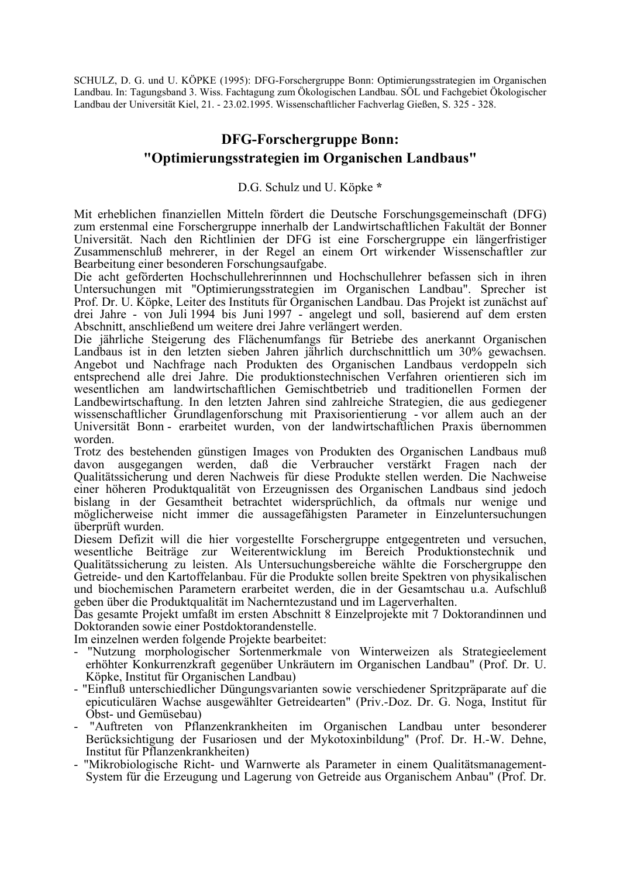SCHULZ, D. G. und U. KÖPKE (1995): DFG-Forschergruppe Bonn: Optimierungsstrategien im Organischen Landbau. In: Tagungsband 3. Wiss. Fachtagung zum Ökologischen Landbau. SÖL und Fachgebiet Ökologischer Landbau der Universität Kiel, 21. - 23.02.1995. Wissenschaftlicher Fachverlag Gießen, S. 325 - 328.

# DFG-Forschergruppe Bonn: "Optimierungsstrategien im Organischen Landbaus"

D.G. Schulz und U. Köpke *

Mit erheblichen finanziellen Mitteln fördert die Deutsche Forschungsgemeinschaft (DFG) zum erstenmal eine Forschergruppe innerhalb der Landwirtschaftlichen Fakultät der Bonner Universität. Nach den Richtlinien der DFG ist eine Forschergruppe ein längerfristiger Zusammenschluß mehrerer, in der Regel an einem Ort wirkender Wissenschaftler zur Bearbeitung einer besonderen Forschungsaufgabe.

Die acht geförderten Hochschullehrerinnnen und Hochschullehrer befassen sich in ihren Untersuchungen mit "Optimierungsstrategien im Organischen Landbau". Sprecher ist Prof. Dr. U. Köpke, Leiter des Instituts für Organischen Landbau. Das Projekt ist zunächst auf drei Jahre - von Juli 1994 bis Juni 1997 - angelegt und soll, basierend auf dem ersten Abschnitt, anschließend um weitere drei Jahre verlängert werden.

Die jährliche Steigerung des Flächenumfangs für Betriebe des anerkannt Organischen Landbaus ist in den letzten sieben Jahren jährlich durchschnittlich um 30% gewachsen. Angebot und Nachfrage nach Produkten des Organischen Landbaus verdoppeln sich entsprechend alle drei Jahre. Die produktionstechnischen Verfahren orientieren sich im wesentlichen am landwirtschaftlichen Gemischtbetrieb und traditionellen Formen der Landbewirtschaftung. In den letzten Jahren sind zahlreiche Strategien, die aus gediegener wissenschaftlicher Grundlagenforschung mit Praxisorientierung - vor allem auch an der Universität Bonn - erarbeitet wurden, von der landwirtschaftlichen Praxis übernommen worden.

Trotz des bestehenden günstigen Images von Produkten des Organischen Landbaus muß davon ausgegangen werden, daß die Verbraucher verstärkt Fragen nach der Qualitätssicherung und deren Nachweis für diese Produkte stellen werden. Die Nachweise einer höheren Produktqualität von Erzeugnissen des Organischen Landbaus sind jedoch bislang in der Gesamtheit betrachtet widersprüchlich, da oftmals nur wenige und möglicherweise nicht immer die aussagefähigsten Parameter in Einzeluntersuchungen überprüft wurden.

Diesem Defizit will die hier vorgestellte Forschergruppe entgegentreten und versuchen, wesentliche Beiträge zur Weiterentwicklung im Bereich Produktionstechnik und Qualitätssicherung zu leisten. Als Untersuchungsbereiche wählte die Forschergruppe den Getreide- und den Kartoffelanbau. Für die Produkte sollen breite Spektren von physikalischen und biochemischen Parametern erarbeitet werden, die in der Gesamtschau u.a. Aufschluß geben über die Produktqualität im Nacherntezustand und im Lagerverhalten.

Das gesamte Projekt umfaßt im ersten Abschnitt 8 Einzelprojekte mit 7 Doktorandinnen und Doktoranden sowie einer Postdoktorandenstelle.

Im einzelnen werden folgende Projekte bearbeitet:

- "Nutzung morphologischer Sortenmerkmale von Winterweizen als Strategieelement erhöhter Konkurrenzkraft gegenüber Unkräutern im Organischen Landbau" (Prof. Dr. U. Köpke, Institut für Organischen Landbau)
- "Einfluß unterschiedlicher Düngungsvarianten sowie verschiedener Spritzpräparate auf die epicuticulären Wachse ausgewählter Getreidearten" (Priv.-Doz. Dr. G. Noga, Institut für Obst- und Gemüsebau)
- "Auftreten von Pflanzenkrankheiten im Organischen Landbau unter besonderer Berücksichtigung der Fusariosen und der Mykotoxinbildung" (Prof. Dr. H.-W. Dehne, Institut für Pflanzenkrankheiten)
- "Mikrobiologische Richt- und Warnwerte als Parameter in einem Qualitätsmanagement-System für die Erzeugung und Lagerung von Getreide aus Organischem Anbau" (Prof. Dr.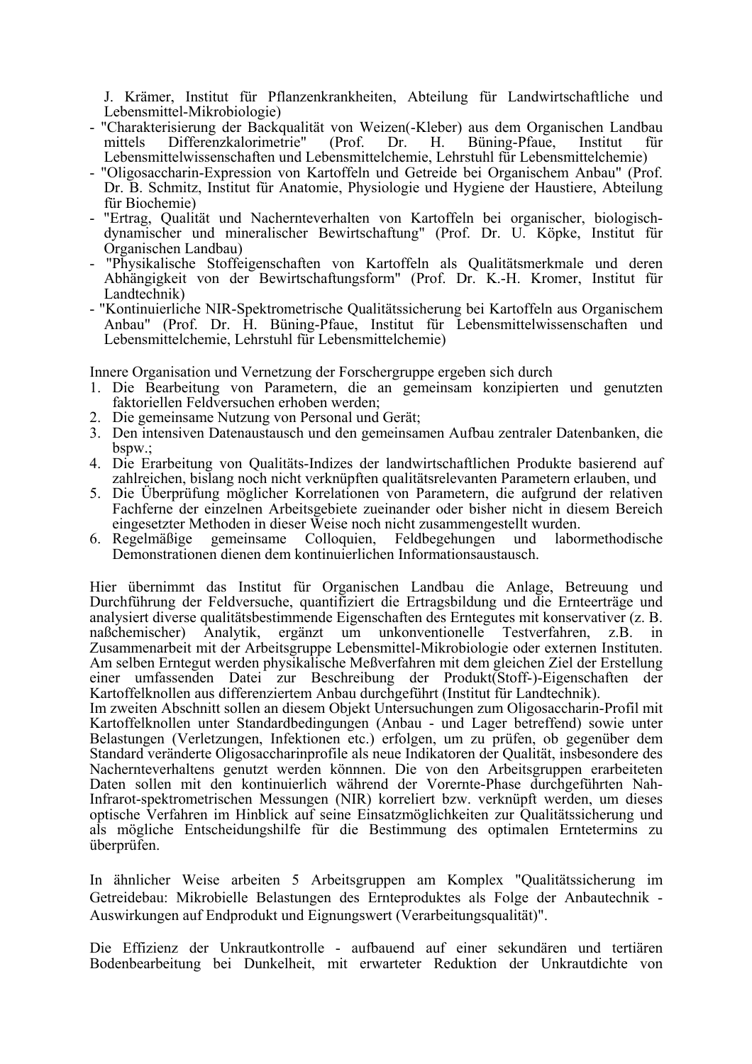J. Krämer, Institut für Pflanzenkrankheiten, Abteilung für Landwirtschaftliche und Lebensmittel-Mikrobiologie)
- "Charakterisierung der Backqualität von Weizen(-Kleber) aus dem Organischen Landbau mittels Differenzkalorimetrie" (Prof. Dr. H. Büning-Pfaue, Institut für Lebensmittelwissenschaften und Lebensmittelchemie, Lehrstuhl für Lebensmittelchemie)
- "Oligosaccharin-Expression von Kartoffeln und Getreide bei Organischem Anbau" (Prof. Dr. B. Schmitz, Institut für Anatomie, Physiologie und Hygiene der Haustiere, Abteilung für Biochemie)
- "Ertrag, Qualität und Nachernteverhalten von Kartoffeln bei organischer, biologisch-dynamischer und mineralischer Bewirtschaftung" (Prof. Dr. U. Köpke, Institut für Organischen Landbau)
- "Physikalische Stoffeigenschaften von Kartoffeln als Qualitätsmerkmale und deren Abhängigkeit von der Bewirtschaftungsform" (Prof. Dr. K.-H. Kromer, Institut für Landtechnik)
- "Kontinuierliche NIR-Spektrometrische Qualitätssicherung bei Kartoffeln aus Organischem Anbau" (Prof. Dr. H. Büning-Pfaue, Institut für Lebensmittelwissenschaften und Lebensmittelchemie, Lehrstuhl für Lebensmittelchemie)

Innere Organisation und Vernetzung der Forschergruppe ergeben sich durch

1. Die Bearbeitung von Parametern, die an gemeinsam konzipierten und genutzten faktoriellen Feldversuchen erhoben werden;
2. Die gemeinsame Nutzung von Personal und Gerät;
3. Den intensiven Datenaustausch und den gemeinsamen Aufbau zentraler Datenbanken, die bspw.;
4. Die Erarbeitung von Qualitäts-Indizes der landwirtschaftlichen Produkte basierend auf zahlreichen, bislang noch nicht verknüpften qualitätsrelevanten Parametern erlauben, und
5. Die Überprüfung möglicher Korrelationen von Parametern, die aufgrund der relativen Fachferne der einzelnen Arbeitsgebiete zueinander oder bisher nicht in diesem Bereich eingesetzter Methoden in dieser Weise noch nicht zusammengestellt wurden.
6. Regelmäßige gemeinsame Colloquien, Feldbegehungen und labormethodische Demonstrationen dienen dem kontinuierlichen Informationsaustausch.

Hier übernimmt das Institut für Organischen Landbau die Anlage, Betreuung und Durchführung der Feldversuche, quantifiziert die Ertragsbildung und die Ernteerträge und analysiert diverse qualitätsbestimmende Eigenschaften des Erntegutes mit konservativer (z. B. naßchemischer) Analytik, ergänzt um unkonventionelle Testverfahren, z.B. in Zusammenarbeit mit der Arbeitsgruppe Lebensmittel-Mikrobiologie oder externen Instituten. Am selben Erntegut werden physikalische Meßverfahren mit dem gleichen Ziel der Erstellung einer umfassenden Datei zur Beschreibung der Produkt(Stoff-)-Eigenschaften der Kartoffelknollen aus differenziertem Anbau durchgeführt (Institut für Landtechnik).
Im zweiten Abschnitt sollen an diesem Objekt Untersuchungen zum Oligosaccharin-Profil mit Kartoffelknollen unter Standardbedingungen (Anbau - und Lager betreffend) sowie unter Belastungen (Verletzungen, Infektionen etc.) erfolgen, um zu prüfen, ob gegenüber dem Standard veränderte Oligosaccharinprofile als neue Indikatoren der Qualität, insbesondere des Nachernteverhaltens genutzt werden könnnen. Die von den Arbeitsgruppen erarbeiteten Daten sollen mit den kontinuierlich während der Vorernte-Phase durchgeführten Nah-Infrarot-spektrometrischen Messungen (NIR) korreliert bzw. verknüpft werden, um dieses optische Verfahren im Hinblick auf seine Einsatzmöglichkeiten zur Qualitätssicherung und als mögliche Entscheidungshilfe für die Bestimmung des optimalen Erntetermins zu überprüfen.

In ähnlicher Weise arbeiten 5 Arbeitsgruppen am Komplex "Qualitätssicherung im Getreidebau: Mikrobielle Belastungen des Ernteproduktes als Folge der Anbautechnik - Auswirkungen auf Endprodukt und Eignungswert (Verarbeitungsqualität)".

Die Effizienz der Unkrautkontrolle - aufbauend auf einer sekundären und tertiären Bodenbearbeitung bei Dunkelheit, mit erwarteter Reduktion der Unkrautdichte von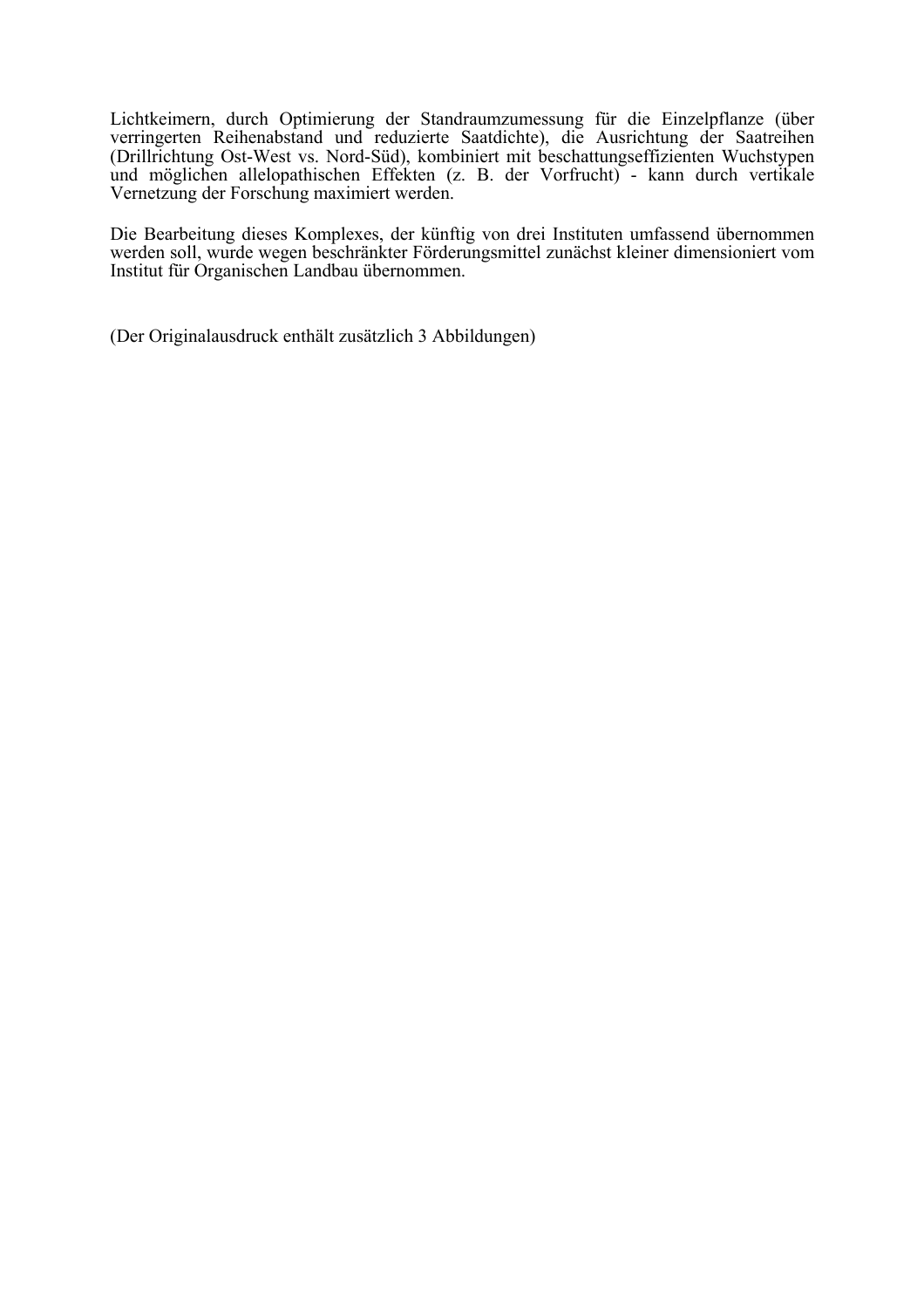Lichtkeimern, durch Optimierung der Standraumzumessung für die Einzelpflanze (über verringerten Reihenabstand und reduzierte Saatdichte), die Ausrichtung der Saatreihen (Drillrichtung Ost-West vs. Nord-Süd), kombiniert mit beschattungseffizienten Wuchstypen und möglichen allelopathischen Effekten (z. B. der Vorfrucht) - kann durch vertikale Vernetzung der Forschung maximiert werden.

Die Bearbeitung dieses Komplexes, der künftig von drei Instituten umfassend übernommen werden soll, wurde wegen beschränkter Förderungsmittel zunächst kleiner dimensioniert vom Institut für Organischen Landbau übernommen.

(Der Originalausdruck enthält zusätzlich 3 Abbildungen)